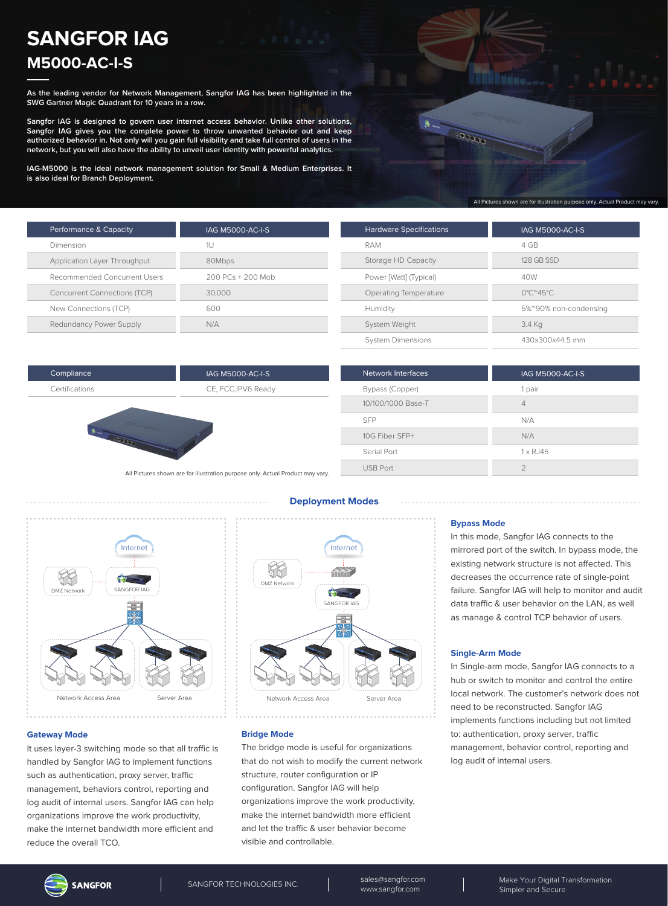# SANGFOR IAG

## M5000-AC-I-S

**As the leading vendor for Network Management, Sangfor IAG has been highlighted in the SWG Gartner Magic Quadrant for 10 years in a row.**

**Sangfor IAG is designed to govern user internet access behavior. Unlike other solutions, Sangfor IAG gives you the complete power to throw unwanted behavior out and keep authorized behavior in. Not only will you gain full visibility and take full control of users in the network, but you will also have the ability to unveil user identity with powerful analytics.**

**IAG-M5000 is the ideal network management solution for Small & Medium Enterprises. It is also ideal for Branch Deployment.**

All Pictures shown are for illustration purpose only. Actual Product may vary.

| Performance & Capacity | IAG M5000-AC-I-S |
|---|---|
| Dimension | 1U |
| Application Layer Throughput | 80Mbps |
| Recommended Concurrent Users | 200 PCs + 200 Mob |
| Concurrent Connections (TCP) | 30,000 |
| New Connections (TCP) | 600 |
| Redundancy Power Supply | N/A |

| Hardware Specifications | IAG M5000-AC-I-S |
|---|---|
| RAM | 4 GB |
| Storage HD Capacity | 128 GB SSD |
| Power [Watt] (Typical) | 40W |
| Operating Temperature | 0°C~45°C |
| Humidity | 5%~90% non-condensing |
| System Weight | 3.4 Kg |
| System Dimensions | 430x300x44.5 mm |

| Compliance | IAG M5000-AC-I-S |
|---|---|
| Certifications | CE, FCC,IPV6 Ready |

All Pictures shown are for illustration purpose only. Actual Product may vary.

| Network Interfaces | IAG M5000-AC-I-S |
|---|---|
| Bypass (Copper) | 1 pair |
| 10/100/1000 Base-T | 4 |
| SFP | N/A |
| 10G Fiber SFP+ | N/A |
| Serial Port | 1 x RJ45 |
| USB Port | 2 |

## Deployment Modes

### Gateway Mode

It uses layer-3 switching mode so that all traffic is handled by Sangfor IAG to implement functions such as authentication, proxy server, traffic management, behaviors control, reporting and log audit of internal users. Sangfor IAG can help organizations improve the work productivity, make the internet bandwidth more efficient and reduce the overall TCO.

### Bridge Mode

The bridge mode is useful for organizations that do not wish to modify the current network structure, router configuration or IP configuration. Sangfor IAG will help organizations improve the work productivity, make the internet bandwidth more efficient and let the traffic & user behavior become visible and controllable.

### Bypass Mode

In this mode, Sangfor IAG connects to the mirrored port of the switch. In bypass mode, the existing network structure is not affected. This decreases the occurrence rate of single-point failure. Sangfor IAG will help to monitor and audit data traffic & user behavior on the LAN, as well as manage & control TCP behavior of users.

### Single-Arm Mode

In Single-arm mode, Sangfor IAG connects to a hub or switch to monitor and control the entire local network. The customer's network does not need to be reconstructed. Sangfor IAG implements functions including but not limited to: authentication, proxy server, traffic management, behavior control, reporting and log audit of internal users.

SANGFOR TECHNOLOGIES INC.

sales@sangfor.com
www.sangfor.com

Make Your Digital Transformation Simpler and Secure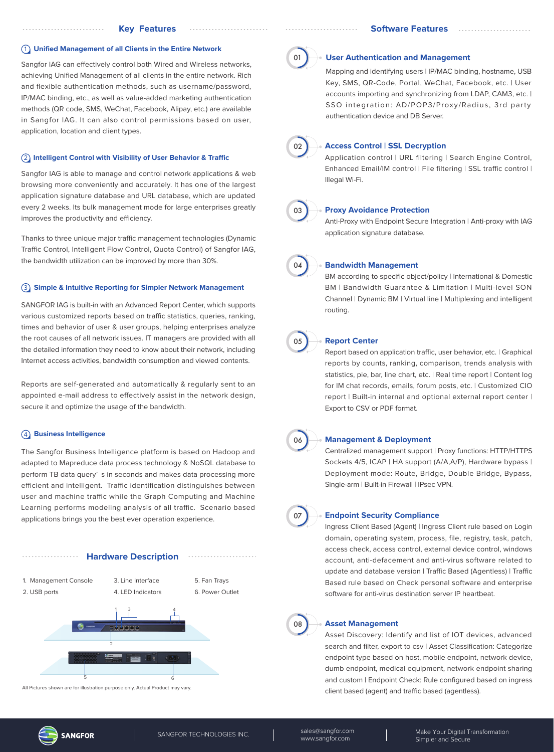## Key Features

### ① Unified Management of all Clients in the Entire Network

Sangfor IAG can effectively control both Wired and Wireless networks, achieving Unified Management of all clients in the entire network. Rich and flexible authentication methods, such as username/password, IP/MAC binding, etc., as well as value-added marketing authentication methods (QR code, SMS, WeChat, Facebook, Alipay, etc.) are available in Sangfor IAG. It can also control permissions based on user, application, location and client types.

### ② Intelligent Control with Visibility of User Behavior & Traffic

Sangfor IAG is able to manage and control network applications & web browsing more conveniently and accurately. It has one of the largest application signature database and URL database, which are updated every 2 weeks. Its bulk management mode for large enterprises greatly improves the productivity and efficiency.

Thanks to three unique major traffic management technologies (Dynamic Traffic Control, Intelligent Flow Control, Quota Control) of Sangfor IAG, the bandwidth utilization can be improved by more than 30%.

### ③ Simple & Intuitive Reporting for Simpler Network Management

SANGFOR IAG is built-in with an Advanced Report Center, which supports various customized reports based on traffic statistics, queries, ranking, times and behavior of user & user groups, helping enterprises analyze the root causes of all network issues. IT managers are provided with all the detailed information they need to know about their network, including Internet access activities, bandwidth consumption and viewed contents.

Reports are self-generated and automatically & regularly sent to an appointed e-mail address to effectively assist in the network design, secure it and optimize the usage of the bandwidth.

### ④ Business Intelligence

The Sangfor Business Intelligence platform is based on Hadoop and adapted to Mapreduce data process technology & NoSQL database to perform TB data query' s in seconds and makes data processing more efficient and intelligent. Traffic identification distinguishes between user and machine traffic while the Graph Computing and Machine Learning performs modeling analysis of all traffic. Scenario based applications brings you the best ever operation experience.

## Hardware Description

1. Management Console
2. USB ports
3. Line Interface
4. LED Indicators
5. Fan Trays
6. Power Outlet

All Pictures shown are for illustration purpose only. Actual Product may vary.

## Software Features

### 01 User Authentication and Management

Mapping and identifying users | IP/MAC binding, hostname, USB Key, SMS, QR-Code, Portal, WeChat, Facebook, etc. | User accounts importing and synchronizing from LDAP, CAM3, etc. | SSO integration: AD/POP3/Proxy/Radius, 3rd party authentication device and DB Server.

### 02 Access Control | SSL Decryption

Application control | URL filtering | Search Engine Control, Enhanced Email/IM control | File filtering | SSL traffic control | Illegal Wi-Fi.

### 03 Proxy Avoidance Protection

Anti-Proxy with Endpoint Secure Integration | Anti-proxy with IAG application signature database.

### 04 Bandwidth Management

BM according to specific object/policy | International & Domestic BM | Bandwidth Guarantee & Limitation | Multi-level SON Channel | Dynamic BM | Virtual line | Multiplexing and intelligent routing.

### 05 Report Center

Report based on application traffic, user behavior, etc. | Graphical reports by counts, ranking, comparison, trends analysis with statistics, pie, bar, line chart, etc. | Real time report | Content log for IM chat records, emails, forum posts, etc. | Customized CIO report | Built-in internal and optional external report center | Export to CSV or PDF format.

### 06 Management & Deployment

Centralized management support | Proxy functions: HTTP/HTTPS Sockets 4/5, ICAP | HA support (A/A,A/P), Hardware bypass | Deployment mode: Route, Bridge, Double Bridge, Bypass, Single-arm | Built-in Firewall | IPsec VPN.

### 07 Endpoint Security Compliance

Ingress Client Based (Agent) | Ingress Client rule based on Login domain, operating system, process, file, registry, task, patch, access check, access control, external device control, windows account, anti-defacement and anti-virus software related to update and database version | Traffic Based (Agentless) | Traffic Based rule based on Check personal software and enterprise software for anti-virus destination server IP heartbeat.

### 08 Asset Management

Asset Discovery: Identify and list of IOT devices, advanced search and filter, export to csv | Asset Classification: Categorize endpoint type based on host, mobile endpoint, network device, dumb endpoint, medical equipment, network endpoint sharing and custom | Endpoint Check: Rule configured based on ingress client based (agent) and traffic based (agentless).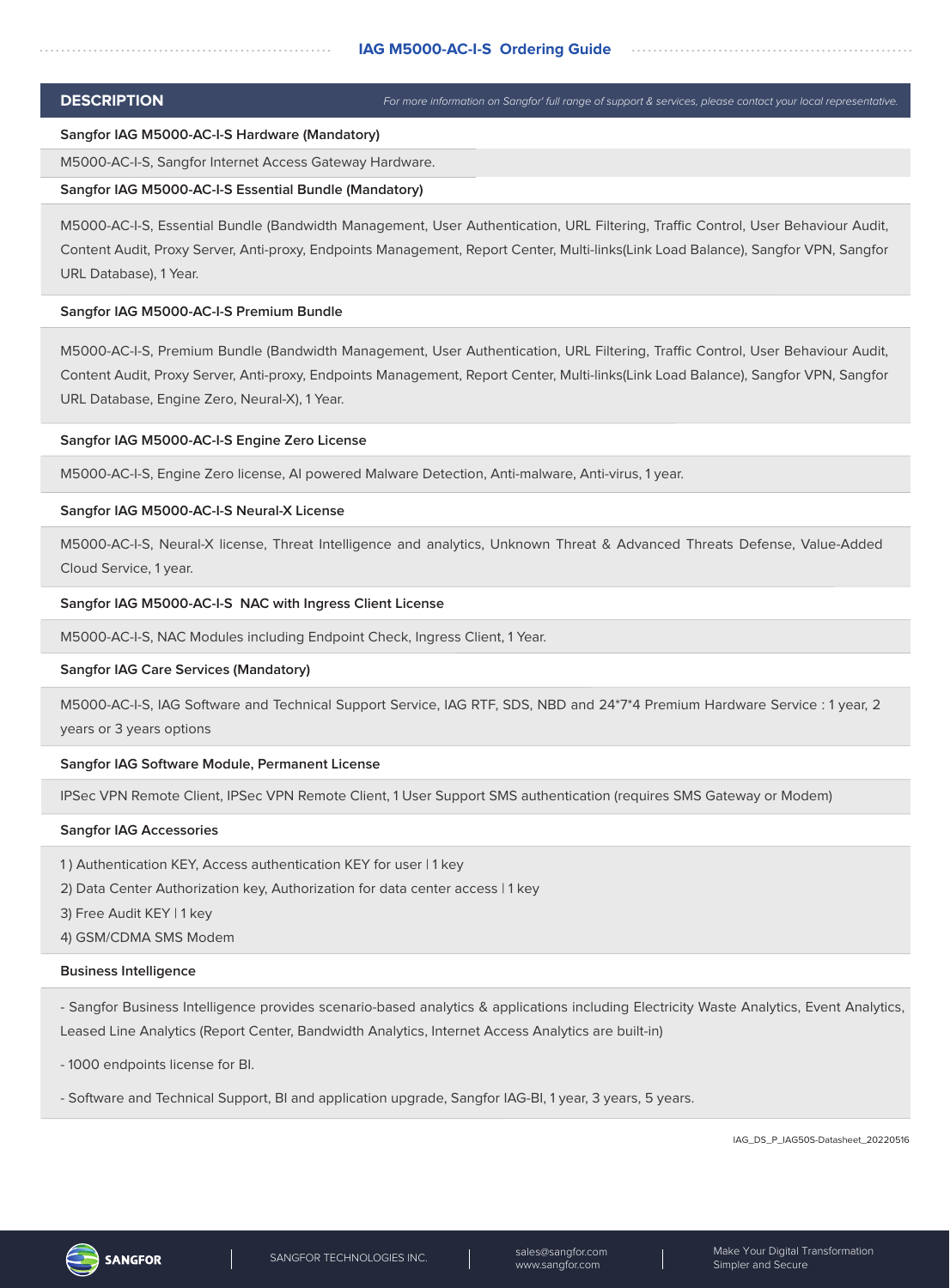# IAG M5000-AC-I-S Ordering Guide

## DESCRIPTION

*For more information on Sangfor' full range of support & services, please contact your local representative.*

**Sangfor IAG M5000-AC-I-S Hardware (Mandatory)**

M5000-AC-I-S, Sangfor Internet Access Gateway Hardware.

**Sangfor IAG M5000-AC-I-S Essential Bundle (Mandatory)**

M5000-AC-I-S, Essential Bundle (Bandwidth Management, User Authentication, URL Filtering, Traffic Control, User Behaviour Audit, Content Audit, Proxy Server, Anti-proxy, Endpoints Management, Report Center, Multi-links(Link Load Balance), Sangfor VPN, Sangfor URL Database), 1 Year.

**Sangfor IAG M5000-AC-I-S Premium Bundle**

M5000-AC-I-S, Premium Bundle (Bandwidth Management, User Authentication, URL Filtering, Traffic Control, User Behaviour Audit, Content Audit, Proxy Server, Anti-proxy, Endpoints Management, Report Center, Multi-links(Link Load Balance), Sangfor VPN, Sangfor URL Database, Engine Zero, Neural-X), 1 Year.

**Sangfor IAG M5000-AC-I-S Engine Zero License**

M5000-AC-I-S, Engine Zero license, AI powered Malware Detection, Anti-malware, Anti-virus, 1 year.

**Sangfor IAG M5000-AC-I-S Neural-X License**

M5000-AC-I-S, Neural-X license, Threat Intelligence and analytics, Unknown Threat & Advanced Threats Defense, Value-Added Cloud Service, 1 year.

**Sangfor IAG M5000-AC-I-S NAC with Ingress Client License**

M5000-AC-I-S, NAC Modules including Endpoint Check, Ingress Client, 1 Year.

**Sangfor IAG Care Services (Mandatory)**

M5000-AC-I-S, IAG Software and Technical Support Service, IAG RTF, SDS, NBD and 24*7*4 Premium Hardware Service : 1 year, 2 years or 3 years options

**Sangfor IAG Software Module, Permanent License**

IPSec VPN Remote Client, IPSec VPN Remote Client, 1 User Support SMS authentication (requires SMS Gateway or Modem)

**Sangfor IAG Accessories**

1 ) Authentication KEY, Access authentication KEY for user | 1 key
2) Data Center Authorization key, Authorization for data center access | 1 key
3) Free Audit KEY | 1 key
4) GSM/CDMA SMS Modem

**Business Intelligence**

- Sangfor Business Intelligence provides scenario-based analytics & applications including Electricity Waste Analytics, Event Analytics, Leased Line Analytics (Report Center, Bandwidth Analytics, Internet Access Analytics are built-in)

- 1000 endpoints license for BI.

- Software and Technical Support, BI and application upgrade, Sangfor IAG-BI, 1 year, 3 years, 5 years.

IAG_DS_P_IAG50S-Datasheet_20220516

SANGFOR TECHNOLOGIES INC. | sales@sangfor.com www.sangfor.com | Make Your Digital Transformation Simpler and Secure